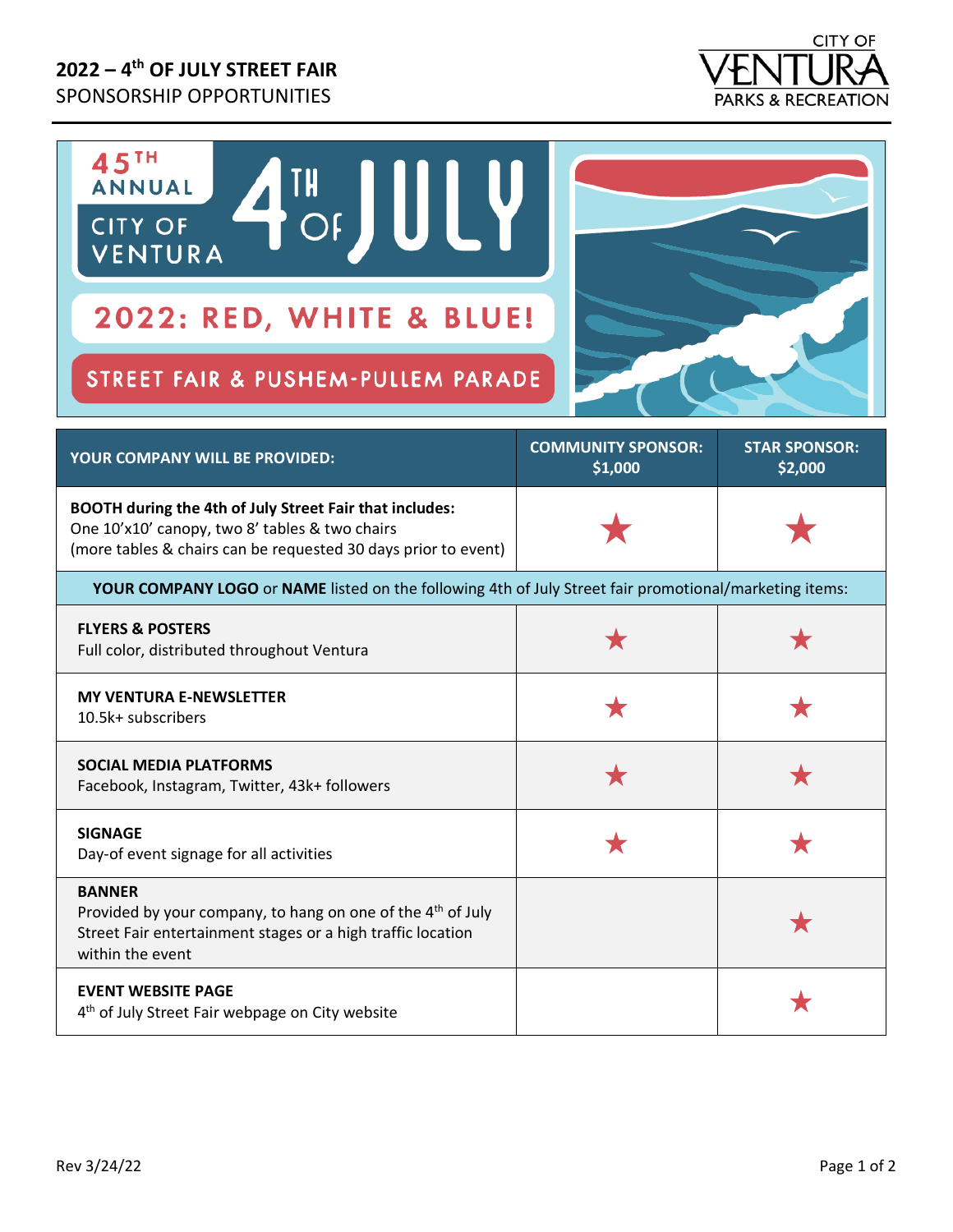# 2022 – 4th OF JULY STREET FAIR

SPONSORSHIP OPPORTUNITIES

CITY OF VENTURA PARKS & RECREATION

45TH ANNUAL CITY OF VENTURA 4TH OF JULY

2022: RED, WHITE & BLUE!

STREET FAIR & PUSHEM-PULLEM PARADE

| YOUR COMPANY WILL BE PROVIDED: | COMMUNITY SPONSOR: $1,000 | STAR SPONSOR: $2,000 |
|---|---|---|
| **BOOTH during the 4th of July Street Fair that includes:** One 10'x10' canopy, two 8' tables & two chairs (more tables & chairs can be requested 30 days prior to event) | ★ | ★ |
| **YOUR COMPANY LOGO** or **NAME** listed on the following 4th of July Street fair promotional/marketing items: | | |
| **FLYERS & POSTERS** Full color, distributed throughout Ventura | ★ | ★ |
| **MY VENTURA E-NEWSLETTER** 10.5k+ subscribers | ★ | ★ |
| **SOCIAL MEDIA PLATFORMS** Facebook, Instagram, Twitter, 43k+ followers | ★ | ★ |
| **SIGNAGE** Day-of event signage for all activities | ★ | ★ |
| **BANNER** Provided by your company, to hang on one of the 4th of July Street Fair entertainment stages or a high traffic location within the event | | ★ |
| **EVENT WEBSITE PAGE** 4th of July Street Fair webpage on City website | | ★ |

Rev 3/24/22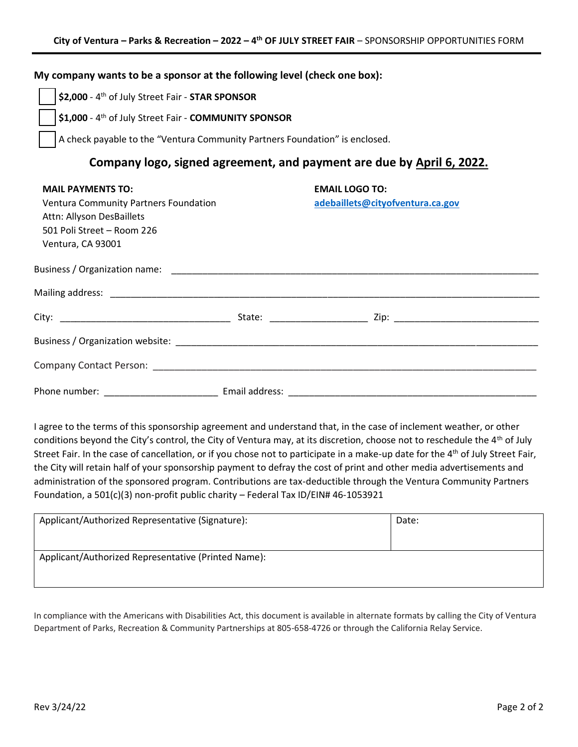**My company wants to be a sponsor at the following level (check one box):**

- ☐ **$2,000** - 4th of July Street Fair - **STAR SPONSOR**
- ☐ **$1,000** - 4th of July Street Fair - **COMMUNITY SPONSOR**
- ☐ A check payable to the "Ventura Community Partners Foundation" is enclosed.

## Company logo, signed agreement, and payment are due by April 6, 2022.

**MAIL PAYMENTS TO:**
Ventura Community Partners Foundation
Attn: Allyson DesBaillets
501 Poli Street – Room 226
Ventura, CA 93001

**EMAIL LOGO TO:**
adebaillets@cityofventura.ca.gov

Business / Organization name: ____________________________________________

Mailing address: ____________________________________________

City: ______________________ State: ______________ Zip: ______________________

Business / Organization website: ____________________________________________

Company Contact Person: ____________________________________________

Phone number: ________________ Email address: ______________________________

I agree to the terms of this sponsorship agreement and understand that, in the case of inclement weather, or other conditions beyond the City's control, the City of Ventura may, at its discretion, choose not to reschedule the 4th of July Street Fair. In the case of cancellation, or if you chose not to participate in a make-up date for the 4th of July Street Fair, the City will retain half of your sponsorship payment to defray the cost of print and other media advertisements and administration of the sponsored program. Contributions are tax-deductible through the Ventura Community Partners Foundation, a 501(c)(3) non-profit public charity – Federal Tax ID/EIN# 46-1053921

| | |
|---|---|
| Applicant/Authorized Representative (Signature): | Date: |
| Applicant/Authorized Representative (Printed Name): | |

In compliance with the Americans with Disabilities Act, this document is available in alternate formats by calling the City of Ventura Department of Parks, Recreation & Community Partnerships at 805-658-4726 or through the California Relay Service.

Rev 3/24/22